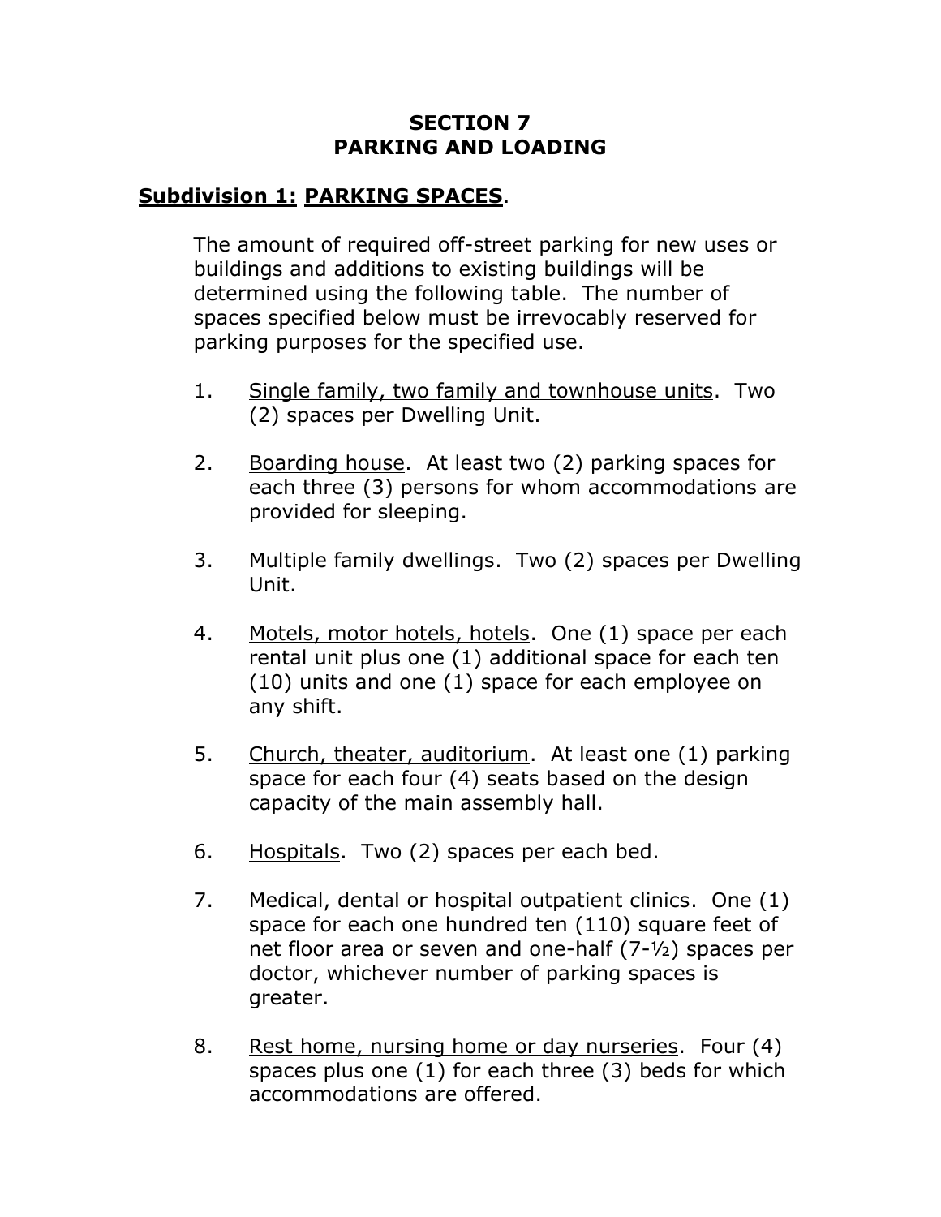# SECTION 7
# PARKING AND LOADING

## Subdivision 1: PARKING SPACES.

The amount of required off-street parking for new uses or buildings and additions to existing buildings will be determined using the following table. The number of spaces specified below must be irrevocably reserved for parking purposes for the specified use.

1. Single family, two family and townhouse units. Two (2) spaces per Dwelling Unit.

2. Boarding house. At least two (2) parking spaces for each three (3) persons for whom accommodations are provided for sleeping.

3. Multiple family dwellings. Two (2) spaces per Dwelling Unit.

4. Motels, motor hotels, hotels. One (1) space per each rental unit plus one (1) additional space for each ten (10) units and one (1) space for each employee on any shift.

5. Church, theater, auditorium. At least one (1) parking space for each four (4) seats based on the design capacity of the main assembly hall.

6. Hospitals. Two (2) spaces per each bed.

7. Medical, dental or hospital outpatient clinics. One (1) space for each one hundred ten (110) square feet of net floor area or seven and one-half (7-½) spaces per doctor, whichever number of parking spaces is greater.

8. Rest home, nursing home or day nurseries. Four (4) spaces plus one (1) for each three (3) beds for which accommodations are offered.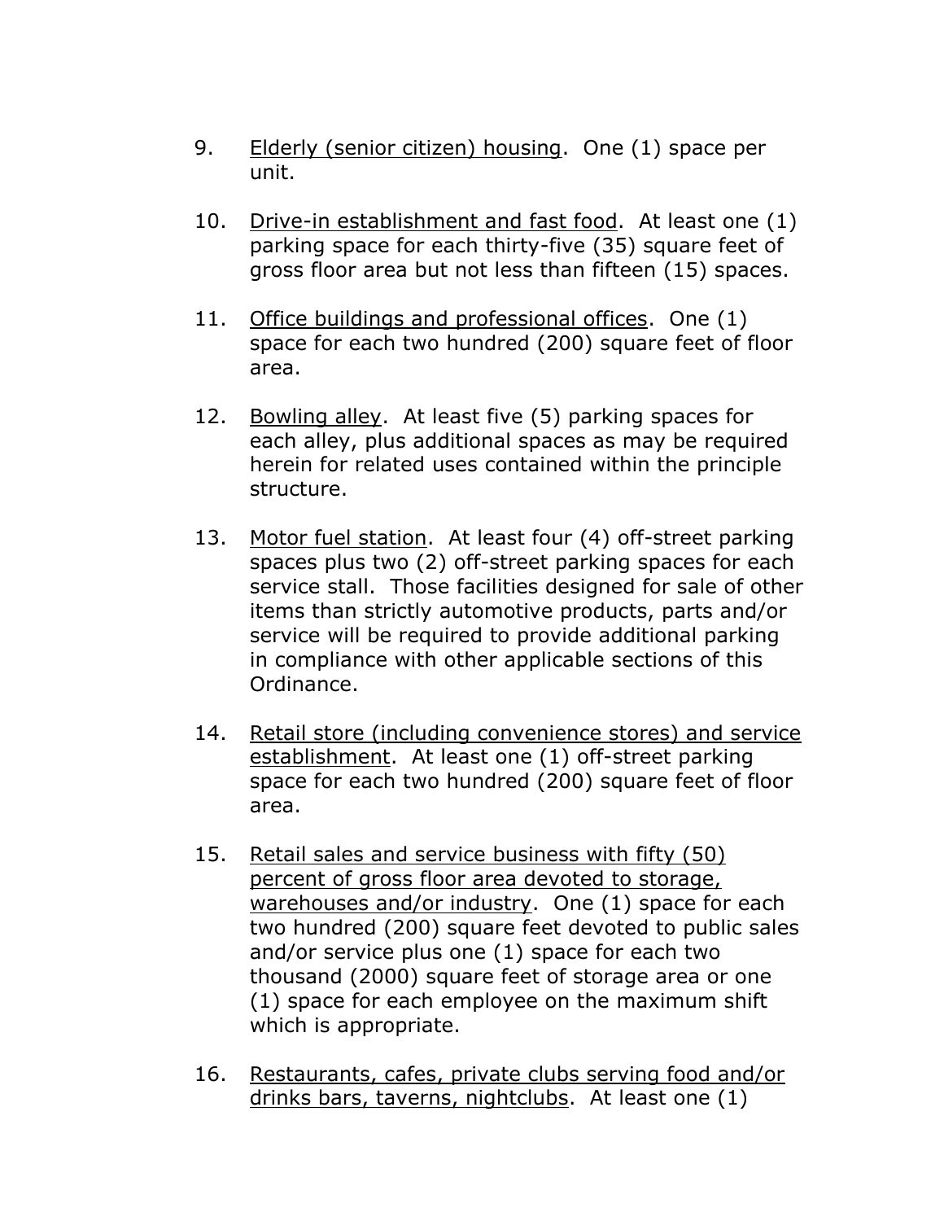9. <u>Elderly (senior citizen) housing</u>. One (1) space per unit.

10. <u>Drive-in establishment and fast food</u>. At least one (1) parking space for each thirty-five (35) square feet of gross floor area but not less than fifteen (15) spaces.

11. <u>Office buildings and professional offices</u>. One (1) space for each two hundred (200) square feet of floor area.

12. <u>Bowling alley</u>. At least five (5) parking spaces for each alley, plus additional spaces as may be required herein for related uses contained within the principle structure.

13. <u>Motor fuel station</u>. At least four (4) off-street parking spaces plus two (2) off-street parking spaces for each service stall. Those facilities designed for sale of other items than strictly automotive products, parts and/or service will be required to provide additional parking in compliance with other applicable sections of this Ordinance.

14. <u>Retail store (including convenience stores) and service establishment</u>. At least one (1) off-street parking space for each two hundred (200) square feet of floor area.

15. <u>Retail sales and service business with fifty (50) percent of gross floor area devoted to storage, warehouses and/or industry</u>. One (1) space for each two hundred (200) square feet devoted to public sales and/or service plus one (1) space for each two thousand (2000) square feet of storage area or one (1) space for each employee on the maximum shift which is appropriate.

16. <u>Restaurants, cafes, private clubs serving food and/or drinks bars, taverns, nightclubs</u>. At least one (1)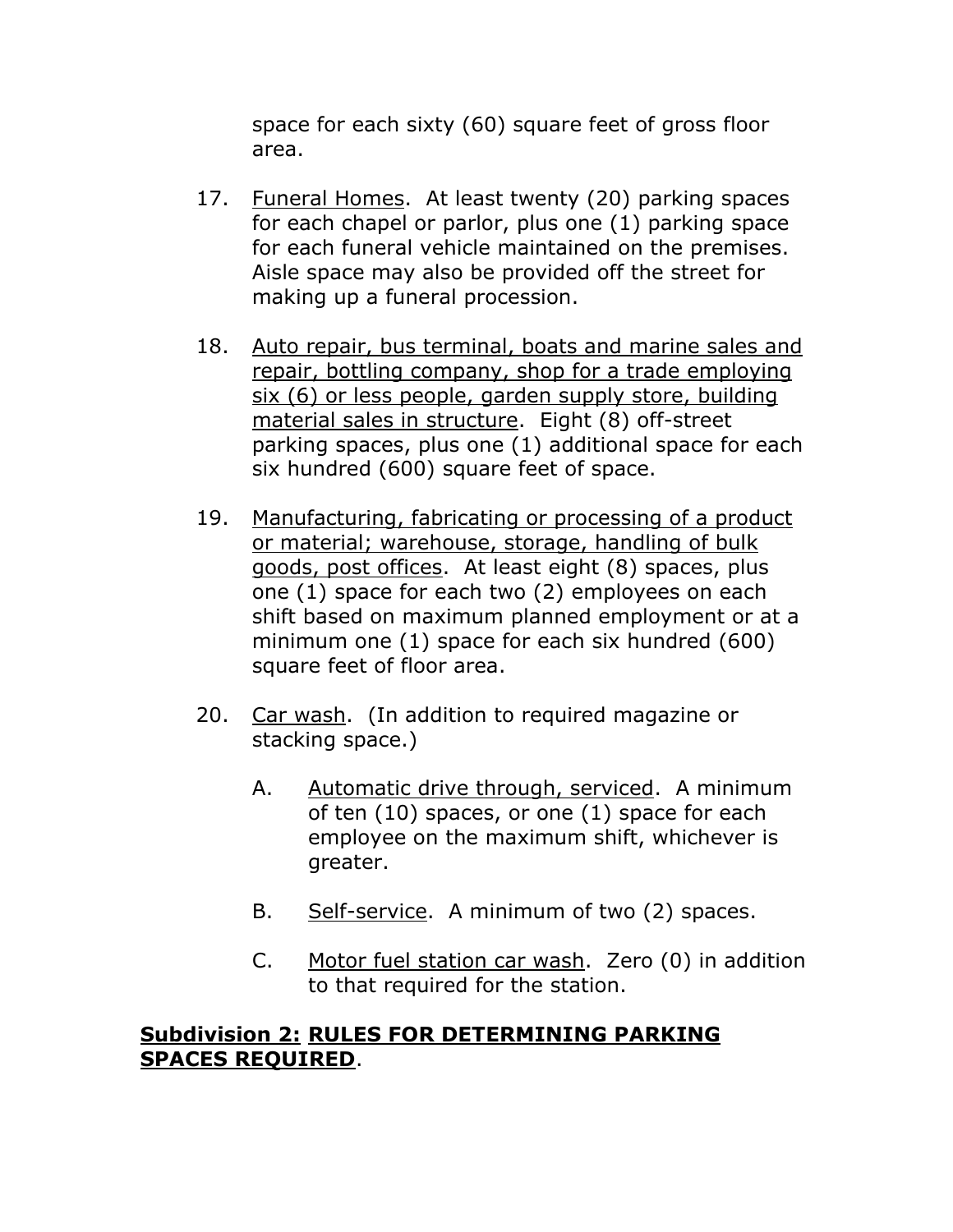space for each sixty (60) square feet of gross floor area.

17. Funeral Homes. At least twenty (20) parking spaces for each chapel or parlor, plus one (1) parking space for each funeral vehicle maintained on the premises. Aisle space may also be provided off the street for making up a funeral procession.

18. Auto repair, bus terminal, boats and marine sales and repair, bottling company, shop for a trade employing six (6) or less people, garden supply store, building material sales in structure. Eight (8) off-street parking spaces, plus one (1) additional space for each six hundred (600) square feet of space.

19. Manufacturing, fabricating or processing of a product or material; warehouse, storage, handling of bulk goods, post offices. At least eight (8) spaces, plus one (1) space for each two (2) employees on each shift based on maximum planned employment or at a minimum one (1) space for each six hundred (600) square feet of floor area.

20. Car wash. (In addition to required magazine or stacking space.)

    A. Automatic drive through, serviced. A minimum of ten (10) spaces, or one (1) space for each employee on the maximum shift, whichever is greater.

    B. Self-service. A minimum of two (2) spaces.

    C. Motor fuel station car wash. Zero (0) in addition to that required for the station.

**Subdivision 2: RULES FOR DETERMINING PARKING SPACES REQUIRED**.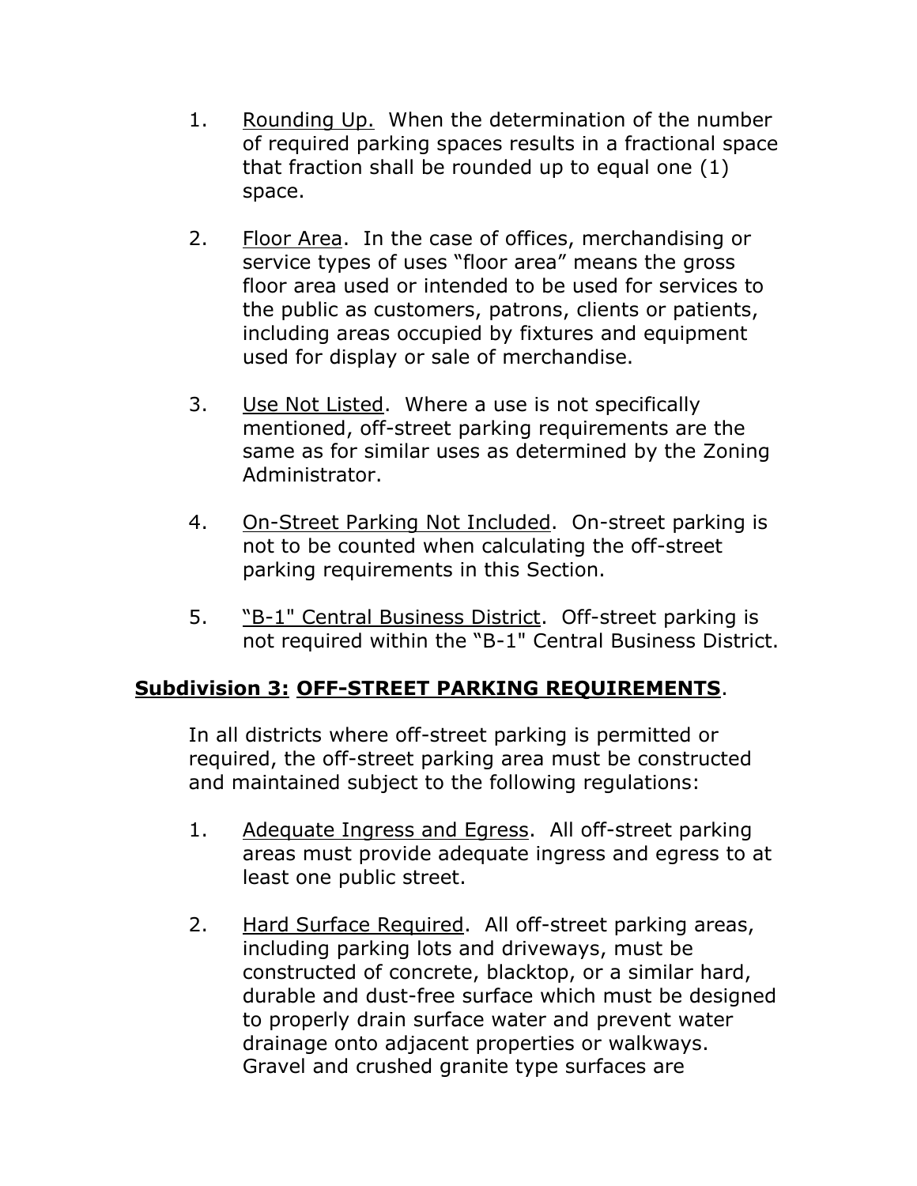1. Rounding Up. When the determination of the number of required parking spaces results in a fractional space that fraction shall be rounded up to equal one (1) space.

2. Floor Area. In the case of offices, merchandising or service types of uses "floor area" means the gross floor area used or intended to be used for services to the public as customers, patrons, clients or patients, including areas occupied by fixtures and equipment used for display or sale of merchandise.

3. Use Not Listed. Where a use is not specifically mentioned, off-street parking requirements are the same as for similar uses as determined by the Zoning Administrator.

4. On-Street Parking Not Included. On-street parking is not to be counted when calculating the off-street parking requirements in this Section.

5. "B-1" Central Business District. Off-street parking is not required within the "B-1" Central Business District.

**Subdivision 3: OFF-STREET PARKING REQUIREMENTS.**

In all districts where off-street parking is permitted or required, the off-street parking area must be constructed and maintained subject to the following regulations:

1. Adequate Ingress and Egress. All off-street parking areas must provide adequate ingress and egress to at least one public street.

2. Hard Surface Required. All off-street parking areas, including parking lots and driveways, must be constructed of concrete, blacktop, or a similar hard, durable and dust-free surface which must be designed to properly drain surface water and prevent water drainage onto adjacent properties or walkways. Gravel and crushed granite type surfaces are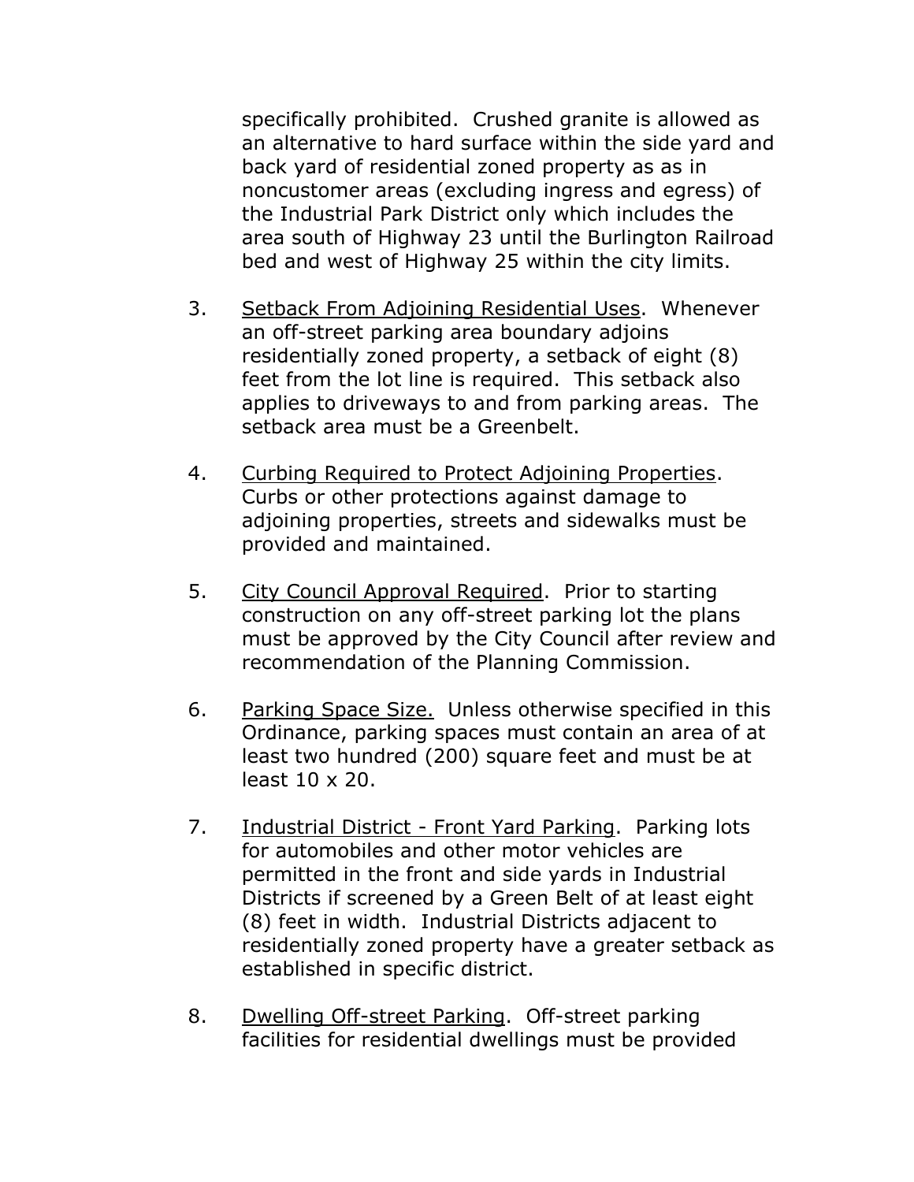specifically prohibited. Crushed granite is allowed as an alternative to hard surface within the side yard and back yard of residential zoned property as as in noncustomer areas (excluding ingress and egress) of the Industrial Park District only which includes the area south of Highway 23 until the Burlington Railroad bed and west of Highway 25 within the city limits.

3. Setback From Adjoining Residential Uses. Whenever an off-street parking area boundary adjoins residentially zoned property, a setback of eight (8) feet from the lot line is required. This setback also applies to driveways to and from parking areas. The setback area must be a Greenbelt.

4. Curbing Required to Protect Adjoining Properties. Curbs or other protections against damage to adjoining properties, streets and sidewalks must be provided and maintained.

5. City Council Approval Required. Prior to starting construction on any off-street parking lot the plans must be approved by the City Council after review and recommendation of the Planning Commission.

6. Parking Space Size. Unless otherwise specified in this Ordinance, parking spaces must contain an area of at least two hundred (200) square feet and must be at least 10 x 20.

7. Industrial District - Front Yard Parking. Parking lots for automobiles and other motor vehicles are permitted in the front and side yards in Industrial Districts if screened by a Green Belt of at least eight (8) feet in width. Industrial Districts adjacent to residentially zoned property have a greater setback as established in specific district.

8. Dwelling Off-street Parking. Off-street parking facilities for residential dwellings must be provided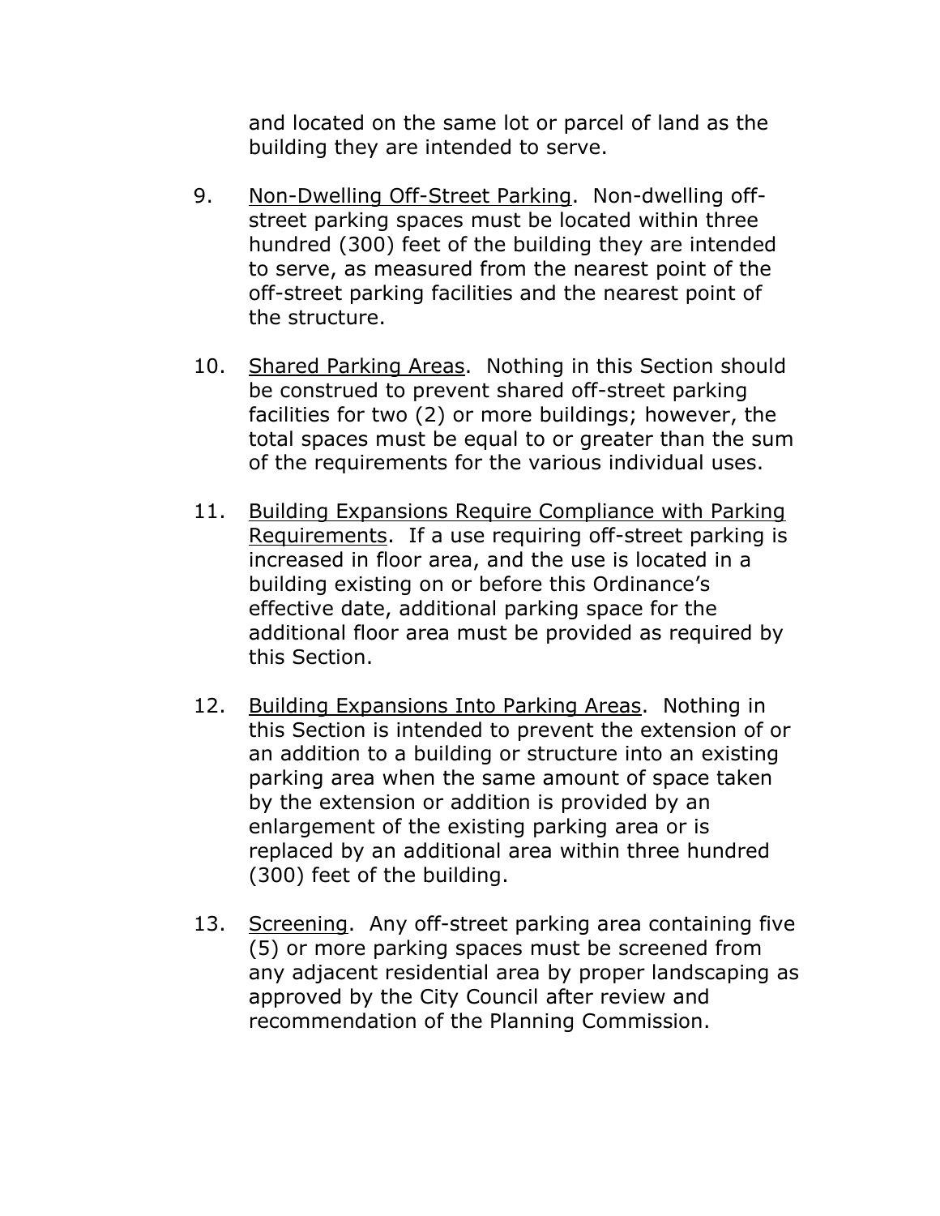and located on the same lot or parcel of land as the building they are intended to serve.

9. Non-Dwelling Off-Street Parking. Non-dwelling off-street parking spaces must be located within three hundred (300) feet of the building they are intended to serve, as measured from the nearest point of the off-street parking facilities and the nearest point of the structure.

10. Shared Parking Areas. Nothing in this Section should be construed to prevent shared off-street parking facilities for two (2) or more buildings; however, the total spaces must be equal to or greater than the sum of the requirements for the various individual uses.

11. Building Expansions Require Compliance with Parking Requirements. If a use requiring off-street parking is increased in floor area, and the use is located in a building existing on or before this Ordinance's effective date, additional parking space for the additional floor area must be provided as required by this Section.

12. Building Expansions Into Parking Areas. Nothing in this Section is intended to prevent the extension of or an addition to a building or structure into an existing parking area when the same amount of space taken by the extension or addition is provided by an enlargement of the existing parking area or is replaced by an additional area within three hundred (300) feet of the building.

13. Screening. Any off-street parking area containing five (5) or more parking spaces must be screened from any adjacent residential area by proper landscaping as approved by the City Council after review and recommendation of the Planning Commission.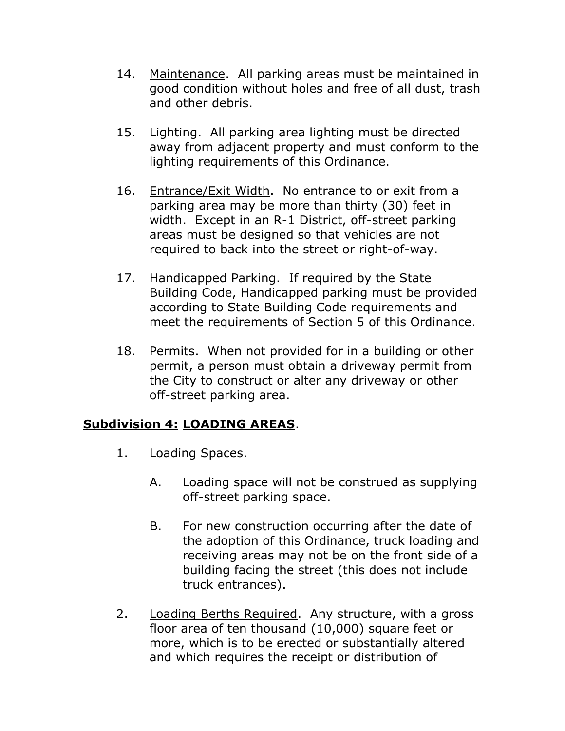14. Maintenance. All parking areas must be maintained in good condition without holes and free of all dust, trash and other debris.

15. Lighting. All parking area lighting must be directed away from adjacent property and must conform to the lighting requirements of this Ordinance.

16. Entrance/Exit Width. No entrance to or exit from a parking area may be more than thirty (30) feet in width. Except in an R-1 District, off-street parking areas must be designed so that vehicles are not required to back into the street or right-of-way.

17. Handicapped Parking. If required by the State Building Code, Handicapped parking must be provided according to State Building Code requirements and meet the requirements of Section 5 of this Ordinance.

18. Permits. When not provided for in a building or other permit, a person must obtain a driveway permit from the City to construct or alter any driveway or other off-street parking area.

**Subdivision 4: LOADING AREAS**.

1. Loading Spaces.

   A. Loading space will not be construed as supplying off-street parking space.

   B. For new construction occurring after the date of the adoption of this Ordinance, truck loading and receiving areas may not be on the front side of a building facing the street (this does not include truck entrances).

2. Loading Berths Required. Any structure, with a gross floor area of ten thousand (10,000) square feet or more, which is to be erected or substantially altered and which requires the receipt or distribution of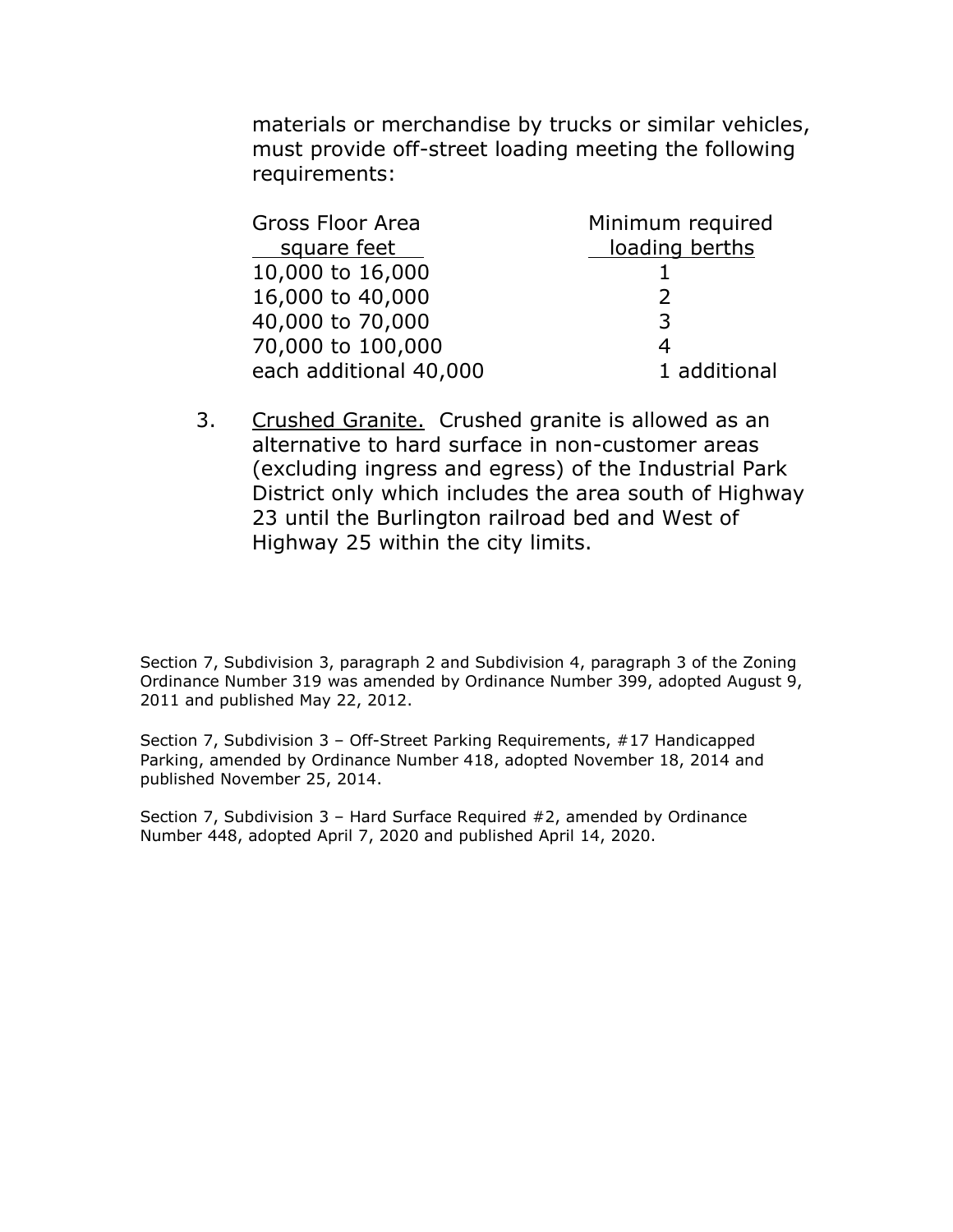materials or merchandise by trucks or similar vehicles, must provide off-street loading meeting the following requirements:

| Gross Floor Area square feet | Minimum required loading berths |
|---|---|
| 10,000 to 16,000 | 1 |
| 16,000 to 40,000 | 2 |
| 40,000 to 70,000 | 3 |
| 70,000 to 100,000 | 4 |
| each additional 40,000 | 1 additional |

3. Crushed Granite. Crushed granite is allowed as an alternative to hard surface in non-customer areas (excluding ingress and egress) of the Industrial Park District only which includes the area south of Highway 23 until the Burlington railroad bed and West of Highway 25 within the city limits.

Section 7, Subdivision 3, paragraph 2 and Subdivision 4, paragraph 3 of the Zoning Ordinance Number 319 was amended by Ordinance Number 399, adopted August 9, 2011 and published May 22, 2012.

Section 7, Subdivision 3 – Off-Street Parking Requirements, #17 Handicapped Parking, amended by Ordinance Number 418, adopted November 18, 2014 and published November 25, 2014.

Section 7, Subdivision 3 – Hard Surface Required #2, amended by Ordinance Number 448, adopted April 7, 2020 and published April 14, 2020.